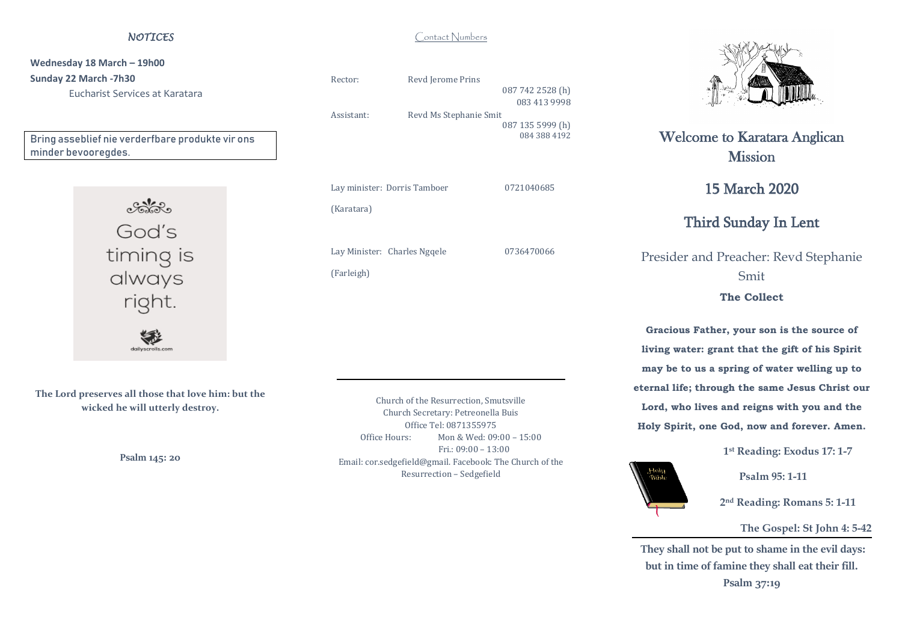*NOTICES*

**Wednesday 18 March – 19h00**

**Sunday 22 March -7h30**

Eucharist Services at Karatara

Bring asseblief nie verderfbare produkte vir ons minder bevooregdes.

God's timing is always right.

dailyscrolls.com

**The Lord preserves all those that love him: but the wicked he will utterly destroy.**

**Psalm 145: 20**

Contact Numbers

| | | |
|---|---|---|
| Rector: | Revd Jerome Prins | 087 742 2528 (h)<br>083 413 9998 |
| Assistant: | Revd Ms Stephanie Smit | 087 135 5999 (h)<br>084 388 4192 |
| Lay minister: Dorris Tamboer (Karatara) | | 0721040685 |
| Lay Minister: Charles Ngqele (Farleigh) | | 0736470066 |

Church of the Resurrection, Smutsville
Church Secretary: Petreonella Buis
Office Tel: 0871355975
Office Hours: Mon & Wed: 09:00 – 15:00
Fri.: 09:00 – 13:00
Email: cor.sedgefield@gmail. Facebook: The Church of the Resurrection – Sedgefield

# Welcome to Karatara Anglican Mission

## 15 March 2020

## Third Sunday In Lent

Presider and Preacher: Revd Stephanie Smit

**The Collect**

**Gracious Father, your son is the source of living water: grant that the gift of his Spirit may be to us a spring of water welling up to eternal life; through the same Jesus Christ our Lord, who lives and reigns with you and the Holy Spirit, one God, now and forever. Amen.**

**1st Reading: Exodus 17: 1-7**

**Psalm 95: 1-11**

**2nd Reading: Romans 5: 1-11**

**The Gospel: St John 4: 5-42**

**They shall not be put to shame in the evil days: but in time of famine they shall eat their fill.**
**Psalm 37:19**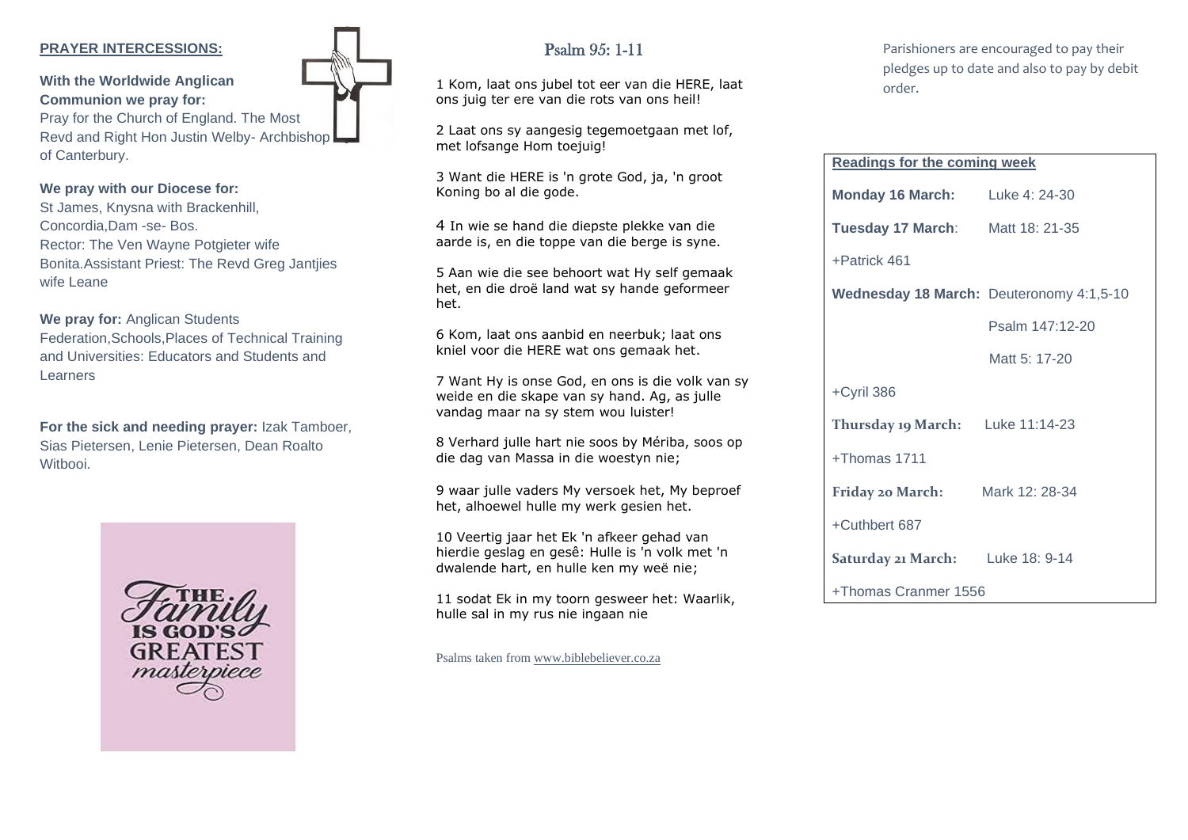**PRAYER INTERCESSIONS:**

**With the Worldwide Anglican Communion we pray for:**
Pray for the Church of England. The Most Revd and Right Hon Justin Welby- Archbishop of Canterbury.

**We pray with our Diocese for:**
St James, Knysna with Brackenhill, Concordia,Dam -se- Bos.
Rector: The Ven Wayne Potgieter wife Bonita.Assistant Priest: The Revd Greg Jantjies wife Leane

**We pray for:** Anglican Students Federation,Schools,Places of Technical Training and Universities: Educators and Students and Learners

**For the sick and needing prayer:** Izak Tamboer, Sias Pietersen, Lenie Pietersen, Dean Roalto Witbooi.

THE Family IS GOD'S GREATEST masterpiece

## Psalm 95: 1-11

1 Kom, laat ons jubel tot eer van die HERE, laat ons juig ter ere van die rots van ons heil!

2 Laat ons sy aangesig tegemoetgaan met lof, met lofsange Hom toejuig!

3 Want die HERE is 'n grote God, ja, 'n groot Koning bo al die gode.

4 In wie se hand die diepste plekke van die aarde is, en die toppe van die berge is syne.

5 Aan wie die see behoort wat Hy self gemaak het, en die droë land wat sy hande geformeer het.

6 Kom, laat ons aanbid en neerbuk; laat ons kniel voor die HERE wat ons gemaak het.

7 Want Hy is onse God, en ons is die volk van sy weide en die skape van sy hand. Ag, as julle vandag maar na sy stem wou luister!

8 Verhard julle hart nie soos by Mériba, soos op die dag van Massa in die woestyn nie;

9 waar julle vaders My versoek het, My beproef het, alhoewel hulle my werk gesien het.

10 Veertig jaar het Ek 'n afkeer gehad van hierdie geslag en gesê: Hulle is 'n volk met 'n dwalende hart, en hulle ken my weë nie;

11 sodat Ek in my toorn gesweer het: Waarlik, hulle sal in my rus nie ingaan nie

Psalms taken from www.biblebeliever.co.za

Parishioners are encouraged to pay their pledges up to date and also to pay by debit order.

| **Readings for the coming week** | |
|---|---|
| **Monday 16 March:** | Luke 4: 24-30 |
| **Tuesday 17 March**: | Matt 18: 21-35 |
| +Patrick 461 | |
| **Wednesday 18 March:** | Deuteronomy 4:1,5-10 |
| | Psalm 147:12-20 |
| | Matt 5: 17-20 |
| +Cyril 386 | |
| **Thursday 19 March:** | Luke 11:14-23 |
| +Thomas 1711 | |
| **Friday 20 March:** | Mark 12: 28-34 |
| +Cuthbert 687 | |
| **Saturday 21 March:** | Luke 18: 9-14 |
| +Thomas Cranmer 1556 | |